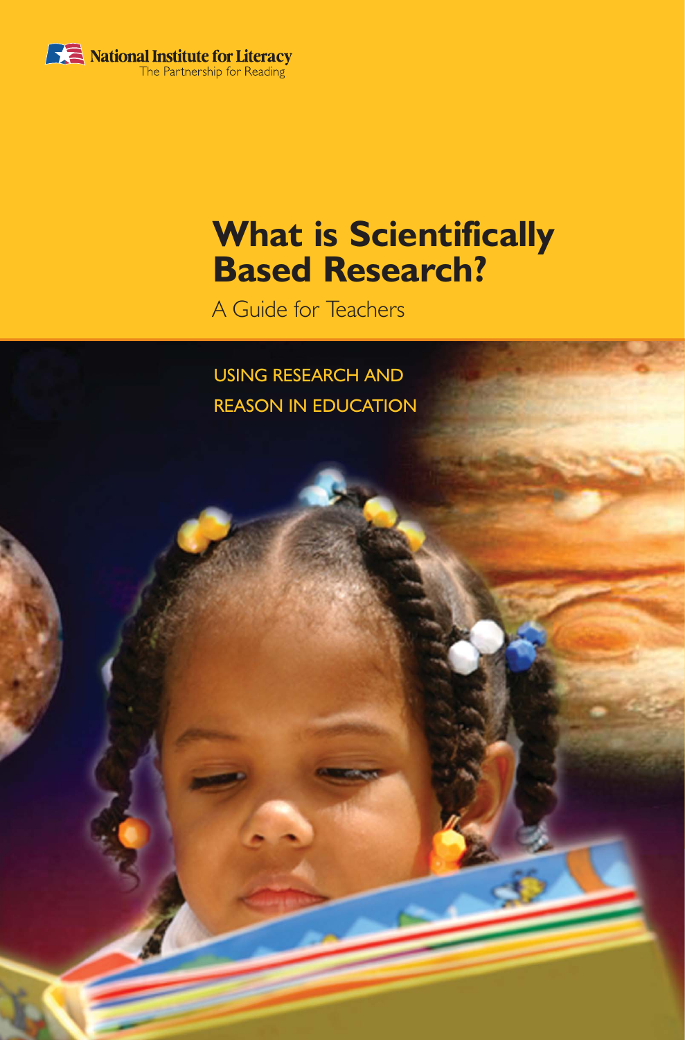National Institute for Literacy
The Partnership for Reading

# What is Scientifically Based Research?

A Guide for Teachers

USING RESEARCH AND REASON IN EDUCATION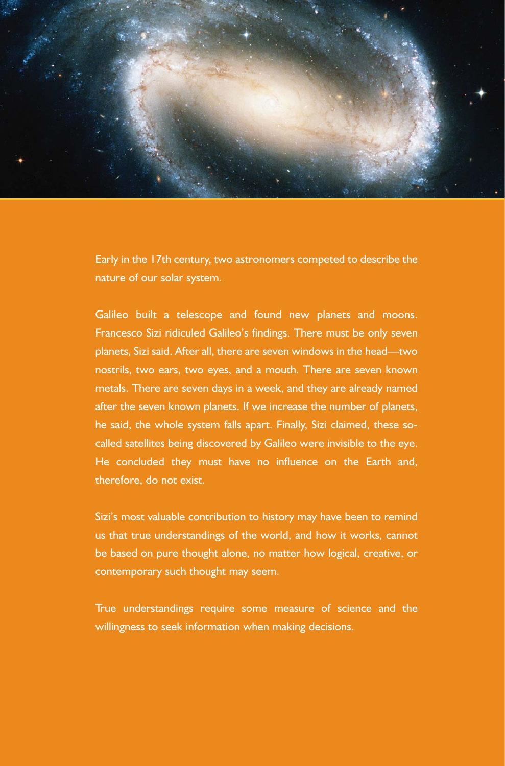Early in the 17th century, two astronomers competed to describe the nature of our solar system.

Galileo built a telescope and found new planets and moons. Francesco Sizi ridiculed Galileo's findings. There must be only seven planets, Sizi said. After all, there are seven windows in the head—two nostrils, two ears, two eyes, and a mouth. There are seven known metals. There are seven days in a week, and they are already named after the seven known planets. If we increase the number of planets, he said, the whole system falls apart. Finally, Sizi claimed, these so-called satellites being discovered by Galileo were invisible to the eye. He concluded they must have no influence on the Earth and, therefore, do not exist.

Sizi's most valuable contribution to history may have been to remind us that true understandings of the world, and how it works, cannot be based on pure thought alone, no matter how logical, creative, or contemporary such thought may seem.

True understandings require some measure of science and the willingness to seek information when making decisions.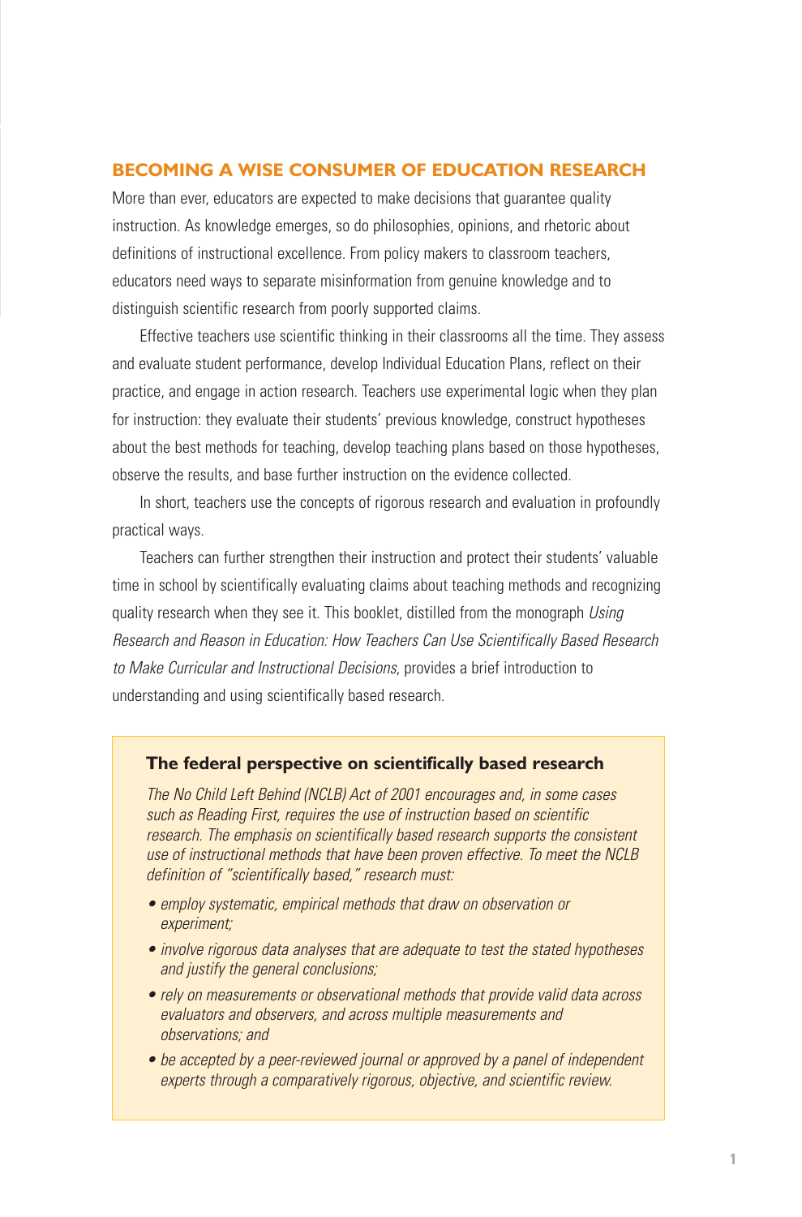## BECOMING A WISE CONSUMER OF EDUCATION RESEARCH

More than ever, educators are expected to make decisions that guarantee quality instruction. As knowledge emerges, so do philosophies, opinions, and rhetoric about definitions of instructional excellence. From policy makers to classroom teachers, educators need ways to separate misinformation from genuine knowledge and to distinguish scientific research from poorly supported claims.

Effective teachers use scientific thinking in their classrooms all the time. They assess and evaluate student performance, develop Individual Education Plans, reflect on their practice, and engage in action research. Teachers use experimental logic when they plan for instruction: they evaluate their students' previous knowledge, construct hypotheses about the best methods for teaching, develop teaching plans based on those hypotheses, observe the results, and base further instruction on the evidence collected.

In short, teachers use the concepts of rigorous research and evaluation in profoundly practical ways.

Teachers can further strengthen their instruction and protect their students' valuable time in school by scientifically evaluating claims about teaching methods and recognizing quality research when they see it. This booklet, distilled from the monograph *Using Research and Reason in Education: How Teachers Can Use Scientifically Based Research to Make Curricular and Instructional Decisions*, provides a brief introduction to understanding and using scientifically based research.

### The federal perspective on scientifically based research

*The No Child Left Behind (NCLB) Act of 2001 encourages and, in some cases such as Reading First, requires the use of instruction based on scientific research. The emphasis on scientifically based research supports the consistent use of instructional methods that have been proven effective. To meet the NCLB definition of "scientifically based," research must:*

- *employ systematic, empirical methods that draw on observation or experiment;*
- *involve rigorous data analyses that are adequate to test the stated hypotheses and justify the general conclusions;*
- *rely on measurements or observational methods that provide valid data across evaluators and observers, and across multiple measurements and observations; and*
- *be accepted by a peer-reviewed journal or approved by a panel of independent experts through a comparatively rigorous, objective, and scientific review.*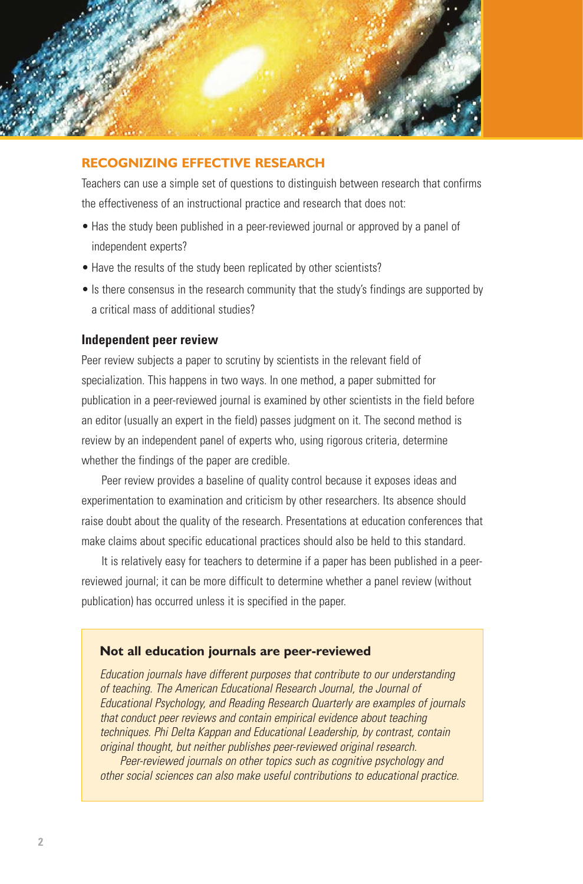## RECOGNIZING EFFECTIVE RESEARCH

Teachers can use a simple set of questions to distinguish between research that confirms the effectiveness of an instructional practice and research that does not:

- Has the study been published in a peer-reviewed journal or approved by a panel of independent experts?
- Have the results of the study been replicated by other scientists?
- Is there consensus in the research community that the study's findings are supported by a critical mass of additional studies?

### Independent peer review

Peer review subjects a paper to scrutiny by scientists in the relevant field of specialization. This happens in two ways. In one method, a paper submitted for publication in a peer-reviewed journal is examined by other scientists in the field before an editor (usually an expert in the field) passes judgment on it. The second method is review by an independent panel of experts who, using rigorous criteria, determine whether the findings of the paper are credible.

Peer review provides a baseline of quality control because it exposes ideas and experimentation to examination and criticism by other researchers. Its absence should raise doubt about the quality of the research. Presentations at education conferences that make claims about specific educational practices should also be held to this standard.

It is relatively easy for teachers to determine if a paper has been published in a peer-reviewed journal; it can be more difficult to determine whether a panel review (without publication) has occurred unless it is specified in the paper.

#### Not all education journals are peer-reviewed

*Education journals have different purposes that contribute to our understanding of teaching. The American Educational Research Journal, the Journal of Educational Psychology, and Reading Research Quarterly are examples of journals that conduct peer reviews and contain empirical evidence about teaching techniques. Phi Delta Kappan and Educational Leadership, by contrast, contain original thought, but neither publishes peer-reviewed original research.*

*Peer-reviewed journals on other topics such as cognitive psychology and other social sciences can also make useful contributions to educational practice.*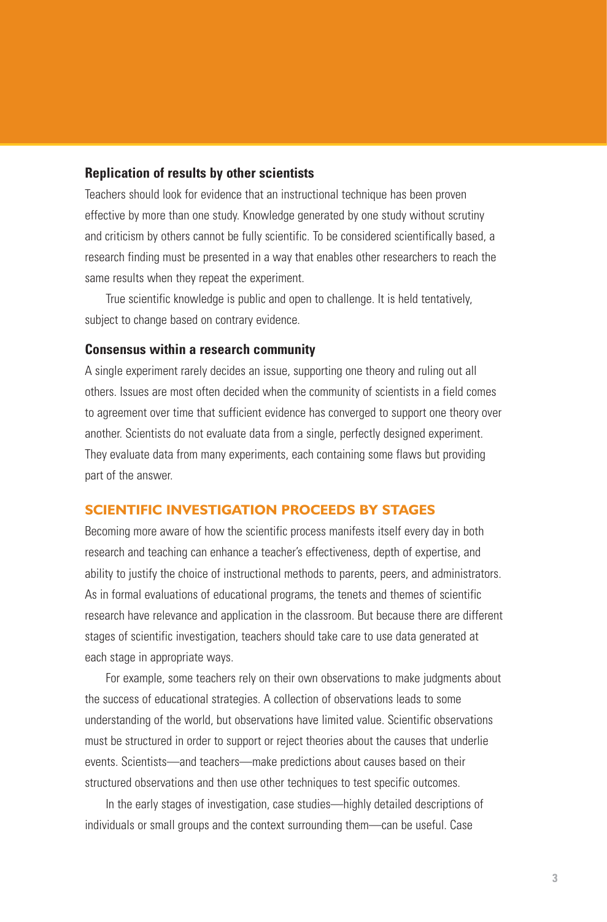### Replication of results by other scientists

Teachers should look for evidence that an instructional technique has been proven effective by more than one study. Knowledge generated by one study without scrutiny and criticism by others cannot be fully scientific. To be considered scientifically based, a research finding must be presented in a way that enables other researchers to reach the same results when they repeat the experiment.

True scientific knowledge is public and open to challenge. It is held tentatively, subject to change based on contrary evidence.

### Consensus within a research community

A single experiment rarely decides an issue, supporting one theory and ruling out all others. Issues are most often decided when the community of scientists in a field comes to agreement over time that sufficient evidence has converged to support one theory over another. Scientists do not evaluate data from a single, perfectly designed experiment. They evaluate data from many experiments, each containing some flaws but providing part of the answer.

## SCIENTIFIC INVESTIGATION PROCEEDS BY STAGES

Becoming more aware of how the scientific process manifests itself every day in both research and teaching can enhance a teacher's effectiveness, depth of expertise, and ability to justify the choice of instructional methods to parents, peers, and administrators. As in formal evaluations of educational programs, the tenets and themes of scientific research have relevance and application in the classroom. But because there are different stages of scientific investigation, teachers should take care to use data generated at each stage in appropriate ways.

For example, some teachers rely on their own observations to make judgments about the success of educational strategies. A collection of observations leads to some understanding of the world, but observations have limited value. Scientific observations must be structured in order to support or reject theories about the causes that underlie events. Scientists—and teachers—make predictions about causes based on their structured observations and then use other techniques to test specific outcomes.

In the early stages of investigation, case studies—highly detailed descriptions of individuals or small groups and the context surrounding them—can be useful. Case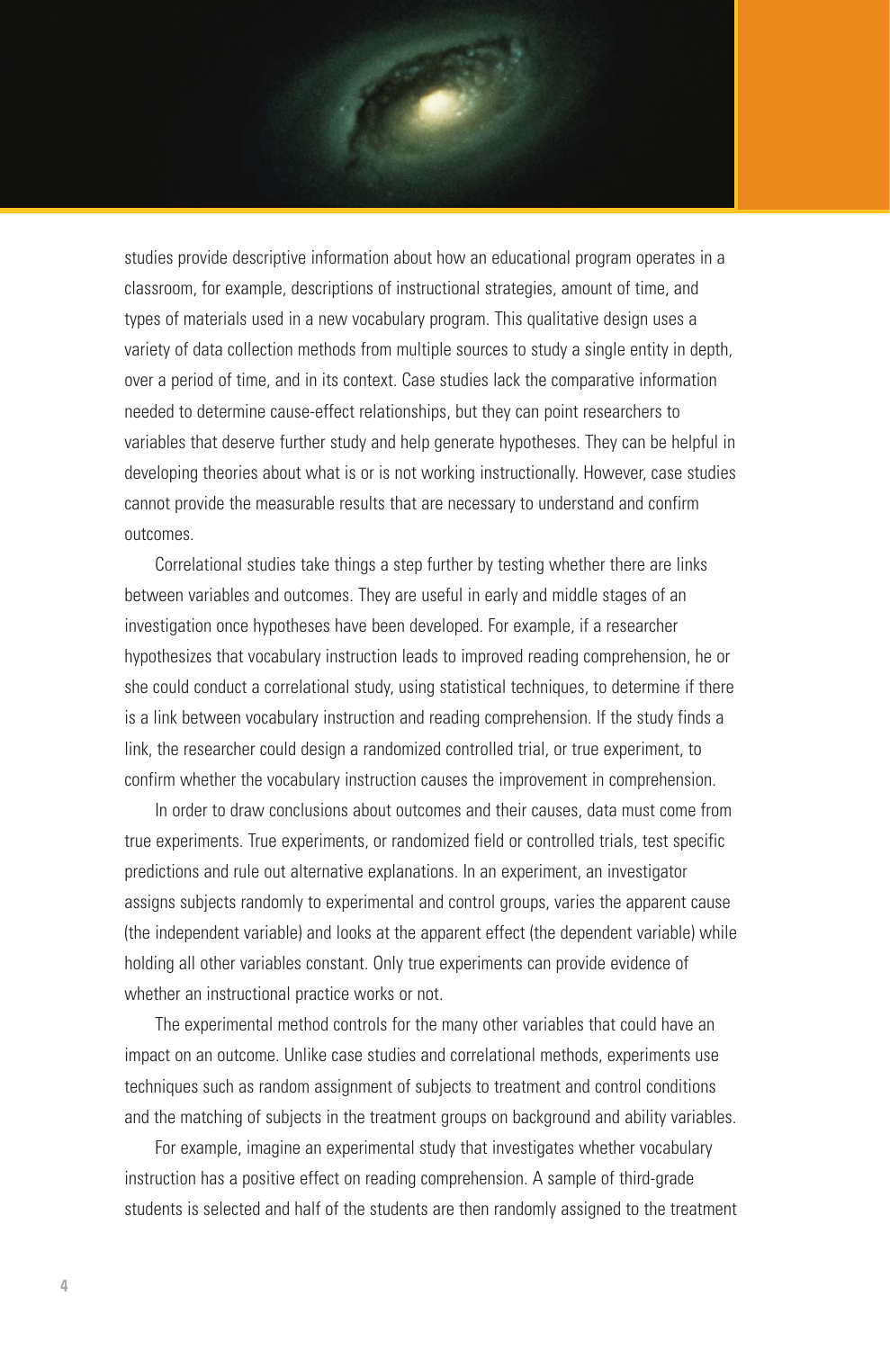studies provide descriptive information about how an educational program operates in a classroom, for example, descriptions of instructional strategies, amount of time, and types of materials used in a new vocabulary program. This qualitative design uses a variety of data collection methods from multiple sources to study a single entity in depth, over a period of time, and in its context. Case studies lack the comparative information needed to determine cause-effect relationships, but they can point researchers to variables that deserve further study and help generate hypotheses. They can be helpful in developing theories about what is or is not working instructionally. However, case studies cannot provide the measurable results that are necessary to understand and confirm outcomes.

Correlational studies take things a step further by testing whether there are links between variables and outcomes. They are useful in early and middle stages of an investigation once hypotheses have been developed. For example, if a researcher hypothesizes that vocabulary instruction leads to improved reading comprehension, he or she could conduct a correlational study, using statistical techniques, to determine if there is a link between vocabulary instruction and reading comprehension. If the study finds a link, the researcher could design a randomized controlled trial, or true experiment, to confirm whether the vocabulary instruction causes the improvement in comprehension.

In order to draw conclusions about outcomes and their causes, data must come from true experiments. True experiments, or randomized field or controlled trials, test specific predictions and rule out alternative explanations. In an experiment, an investigator assigns subjects randomly to experimental and control groups, varies the apparent cause (the independent variable) and looks at the apparent effect (the dependent variable) while holding all other variables constant. Only true experiments can provide evidence of whether an instructional practice works or not.

The experimental method controls for the many other variables that could have an impact on an outcome. Unlike case studies and correlational methods, experiments use techniques such as random assignment of subjects to treatment and control conditions and the matching of subjects in the treatment groups on background and ability variables.

For example, imagine an experimental study that investigates whether vocabulary instruction has a positive effect on reading comprehension. A sample of third-grade students is selected and half of the students are then randomly assigned to the treatment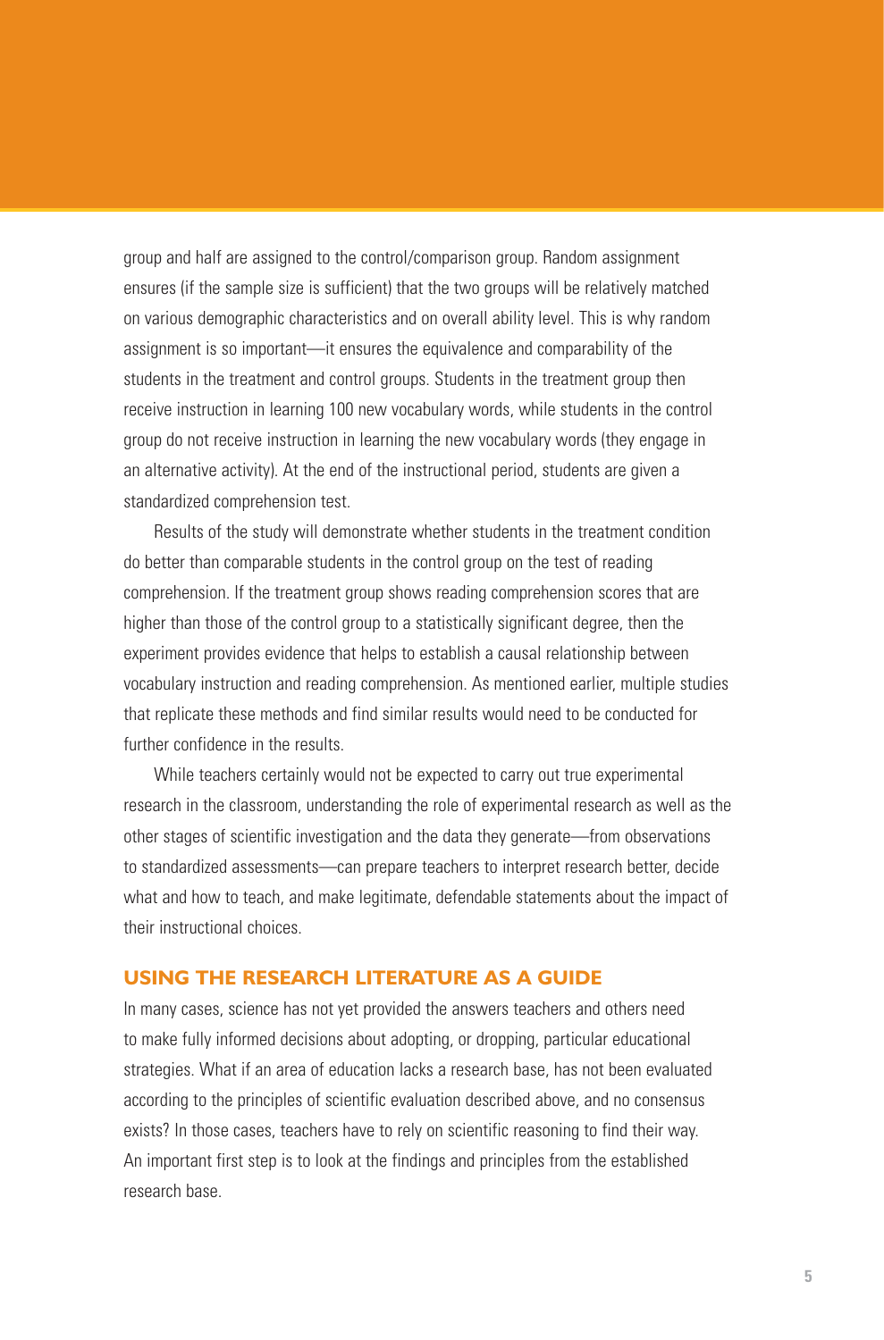group and half are assigned to the control/comparison group. Random assignment ensures (if the sample size is sufficient) that the two groups will be relatively matched on various demographic characteristics and on overall ability level. This is why random assignment is so important—it ensures the equivalence and comparability of the students in the treatment and control groups. Students in the treatment group then receive instruction in learning 100 new vocabulary words, while students in the control group do not receive instruction in learning the new vocabulary words (they engage in an alternative activity). At the end of the instructional period, students are given a standardized comprehension test.

Results of the study will demonstrate whether students in the treatment condition do better than comparable students in the control group on the test of reading comprehension. If the treatment group shows reading comprehension scores that are higher than those of the control group to a statistically significant degree, then the experiment provides evidence that helps to establish a causal relationship between vocabulary instruction and reading comprehension. As mentioned earlier, multiple studies that replicate these methods and find similar results would need to be conducted for further confidence in the results.

While teachers certainly would not be expected to carry out true experimental research in the classroom, understanding the role of experimental research as well as the other stages of scientific investigation and the data they generate—from observations to standardized assessments—can prepare teachers to interpret research better, decide what and how to teach, and make legitimate, defendable statements about the impact of their instructional choices.

## USING THE RESEARCH LITERATURE AS A GUIDE

In many cases, science has not yet provided the answers teachers and others need to make fully informed decisions about adopting, or dropping, particular educational strategies. What if an area of education lacks a research base, has not been evaluated according to the principles of scientific evaluation described above, and no consensus exists? In those cases, teachers have to rely on scientific reasoning to find their way. An important first step is to look at the findings and principles from the established research base.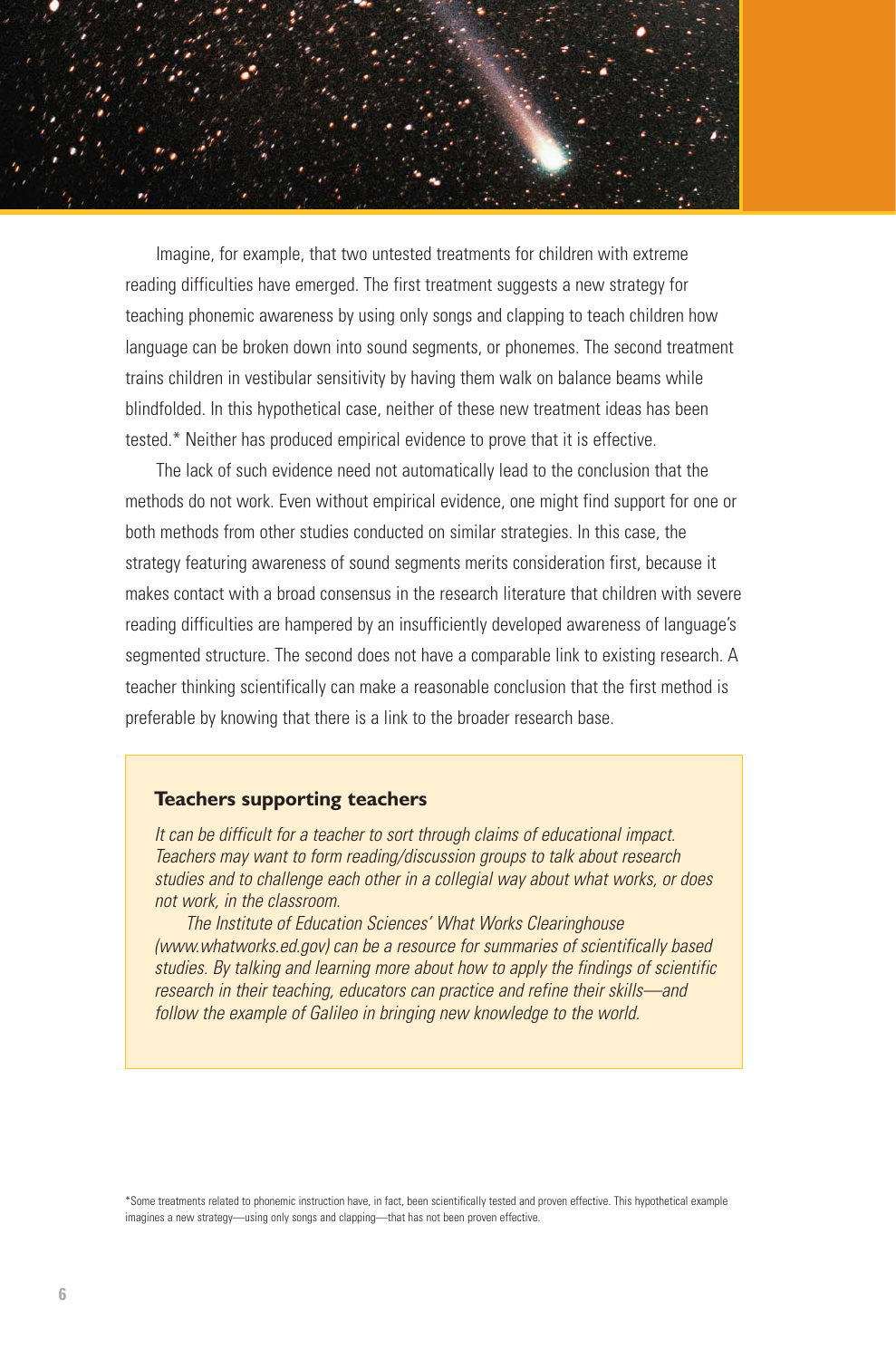Imagine, for example, that two untested treatments for children with extreme reading difficulties have emerged. The first treatment suggests a new strategy for teaching phonemic awareness by using only songs and clapping to teach children how language can be broken down into sound segments, or phonemes. The second treatment trains children in vestibular sensitivity by having them walk on balance beams while blindfolded. In this hypothetical case, neither of these new treatment ideas has been tested.* Neither has produced empirical evidence to prove that it is effective.

The lack of such evidence need not automatically lead to the conclusion that the methods do not work. Even without empirical evidence, one might find support for one or both methods from other studies conducted on similar strategies. In this case, the strategy featuring awareness of sound segments merits consideration first, because it makes contact with a broad consensus in the research literature that children with severe reading difficulties are hampered by an insufficiently developed awareness of language's segmented structure. The second does not have a comparable link to existing research. A teacher thinking scientifically can make a reasonable conclusion that the first method is preferable by knowing that there is a link to the broader research base.

> **Teachers supporting teachers**
>
> *It can be difficult for a teacher to sort through claims of educational impact. Teachers may want to form reading/discussion groups to talk about research studies and to challenge each other in a collegial way about what works, or does not work, in the classroom.*
>
> *The Institute of Education Sciences' What Works Clearinghouse (www.whatworks.ed.gov) can be a resource for summaries of scientifically based studies. By talking and learning more about how to apply the findings of scientific research in their teaching, educators can practice and refine their skills—and follow the example of Galileo in bringing new knowledge to the world.*

*Some treatments related to phonemic instruction have, in fact, been scientifically tested and proven effective. This hypothetical example imagines a new strategy—using only songs and clapping—that has not been proven effective.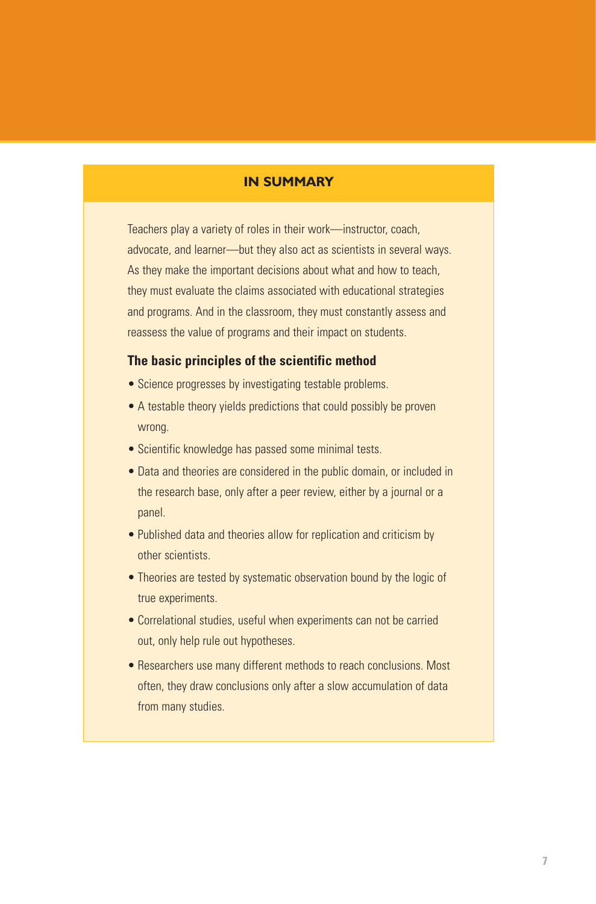## IN SUMMARY

Teachers play a variety of roles in their work—instructor, coach, advocate, and learner—but they also act as scientists in several ways. As they make the important decisions about what and how to teach, they must evaluate the claims associated with educational strategies and programs. And in the classroom, they must constantly assess and reassess the value of programs and their impact on students.

### The basic principles of the scientific method

- Science progresses by investigating testable problems.
- A testable theory yields predictions that could possibly be proven wrong.
- Scientific knowledge has passed some minimal tests.
- Data and theories are considered in the public domain, or included in the research base, only after a peer review, either by a journal or a panel.
- Published data and theories allow for replication and criticism by other scientists.
- Theories are tested by systematic observation bound by the logic of true experiments.
- Correlational studies, useful when experiments can not be carried out, only help rule out hypotheses.
- Researchers use many different methods to reach conclusions. Most often, they draw conclusions only after a slow accumulation of data from many studies.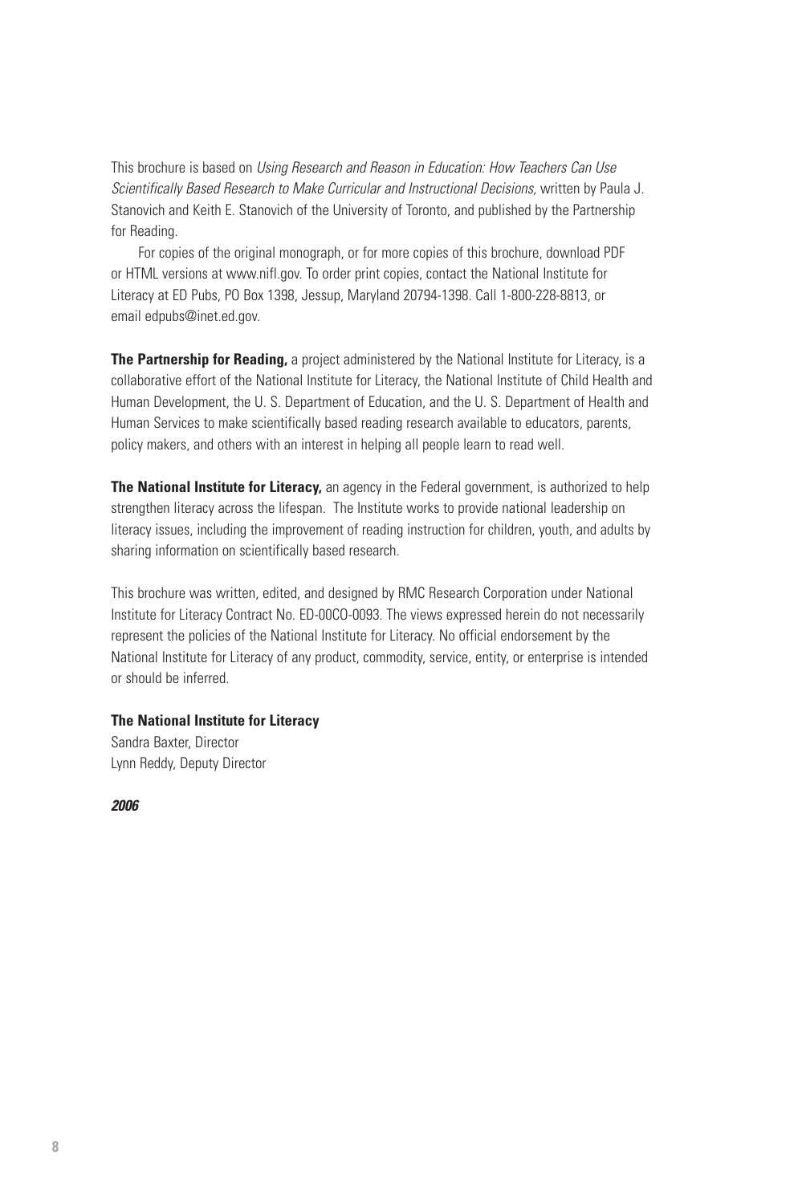This brochure is based on *Using Research and Reason in Education: How Teachers Can Use Scientifically Based Research to Make Curricular and Instructional Decisions,* written by Paula J. Stanovich and Keith E. Stanovich of the University of Toronto, and published by the Partnership for Reading.

For copies of the original monograph, or for more copies of this brochure, download PDF or HTML versions at www.nifl.gov. To order print copies, contact the National Institute for Literacy at ED Pubs, PO Box 1398, Jessup, Maryland 20794-1398. Call 1-800-228-8813, or email edpubs@inet.ed.gov.

**The Partnership for Reading,** a project administered by the National Institute for Literacy, is a collaborative effort of the National Institute for Literacy, the National Institute of Child Health and Human Development, the U. S. Department of Education, and the U. S. Department of Health and Human Services to make scientifically based reading research available to educators, parents, policy makers, and others with an interest in helping all people learn to read well.

**The National Institute for Literacy,** an agency in the Federal government, is authorized to help strengthen literacy across the lifespan. The Institute works to provide national leadership on literacy issues, including the improvement of reading instruction for children, youth, and adults by sharing information on scientifically based research.

This brochure was written, edited, and designed by RMC Research Corporation under National Institute for Literacy Contract No. ED-00CO-0093. The views expressed herein do not necessarily represent the policies of the National Institute for Literacy. No official endorsement by the National Institute for Literacy of any product, commodity, service, entity, or enterprise is intended or should be inferred.

**The National Institute for Literacy**
Sandra Baxter, Director
Lynn Reddy, Deputy Director

***2006***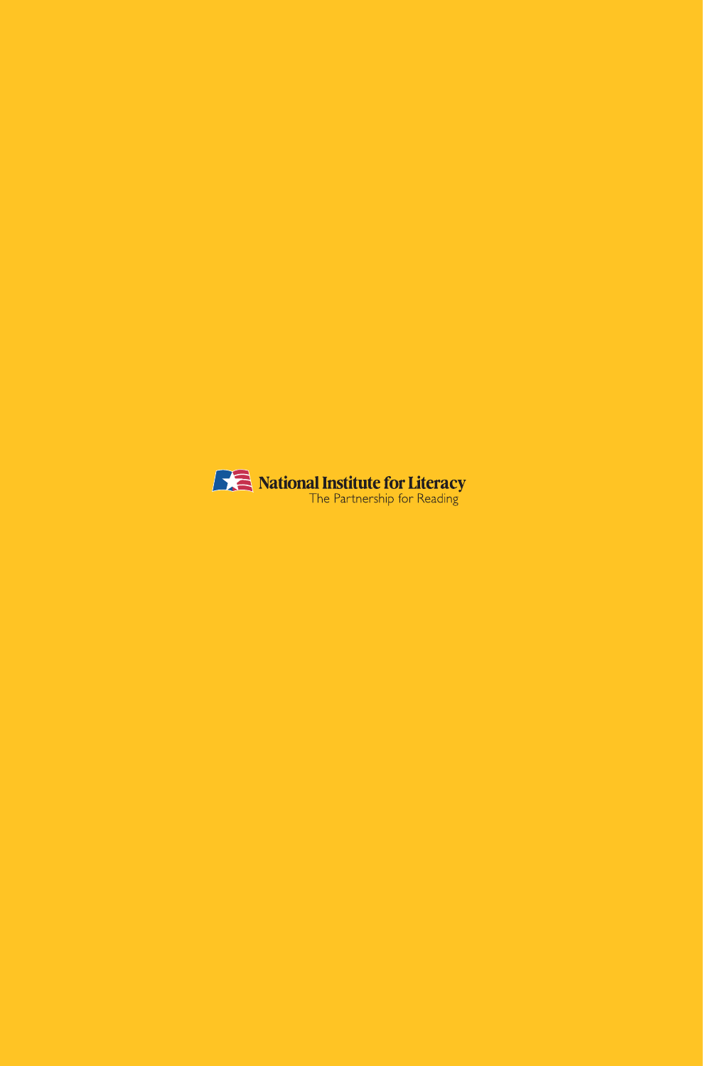National Institute for Literacy

The Partnership for Reading